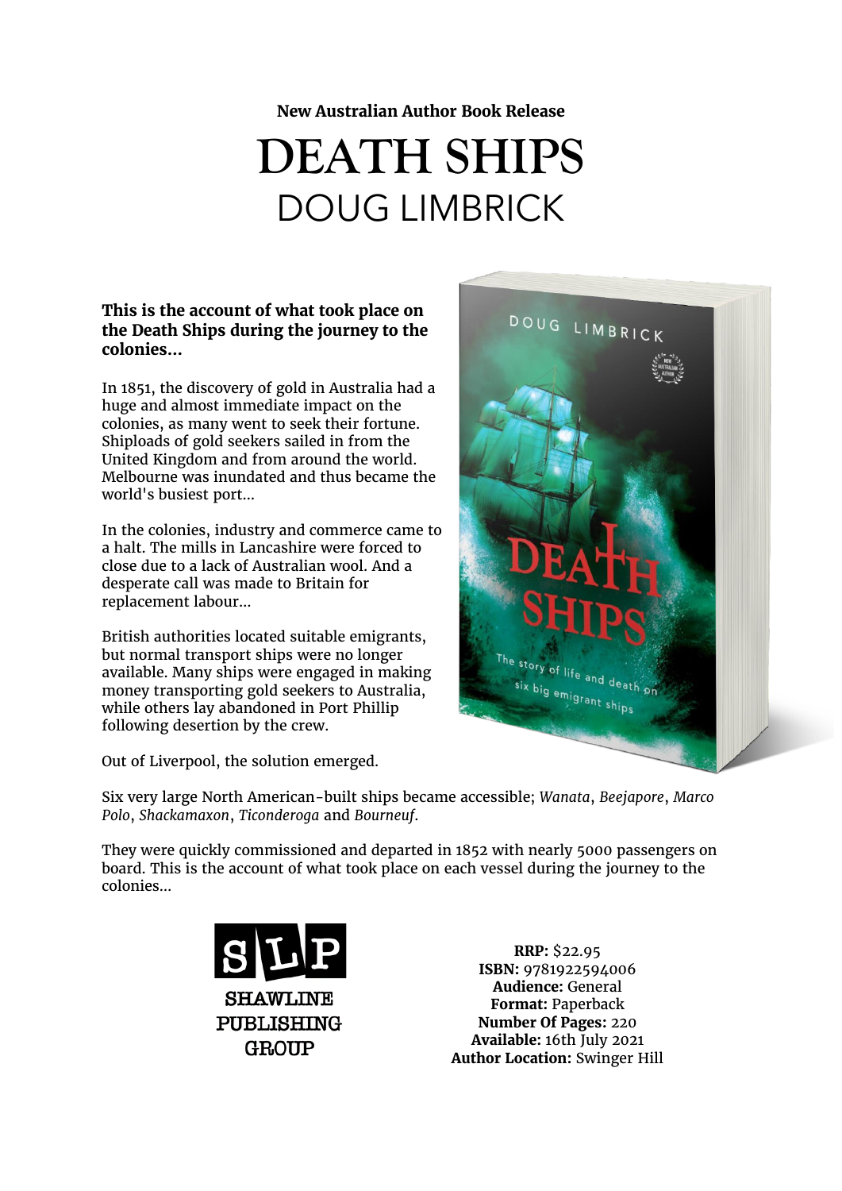**New Australian Author Book Release**

# DEATH SHIPS

## DOUG LIMBRICK

**This is the account of what took place on the Death Ships during the journey to the colonies...**

In 1851, the discovery of gold in Australia had a huge and almost immediate impact on the colonies, as many went to seek their fortune. Shiploads of gold seekers sailed in from the United Kingdom and from around the world. Melbourne was inundated and thus became the world's busiest port...

In the colonies, industry and commerce came to a halt. The mills in Lancashire were forced to close due to a lack of Australian wool. And a desperate call was made to Britain for replacement labour...

British authorities located suitable emigrants, but normal transport ships were no longer available. Many ships were engaged in making money transporting gold seekers to Australia, while others lay abandoned in Port Phillip following desertion by the crew.

Out of Liverpool, the solution emerged.

Six very large North American-built ships became accessible; *Wanata*, *Beejapore*, *Marco Polo*, *Shackamaxon*, *Ticonderoga* and *Bourneuf*.

They were quickly commissioned and departed in 1852 with nearly 5000 passengers on board. This is the account of what took place on each vessel during the journey to the colonies...

SHAWLINE PUBLISHING GROUP

**RRP:** $22.95
**ISBN:** 9781922594006
**Audience:** General
**Format:** Paperback
**Number Of Pages:** 220
**Available:** 16th July 2021
**Author Location:** Swinger Hill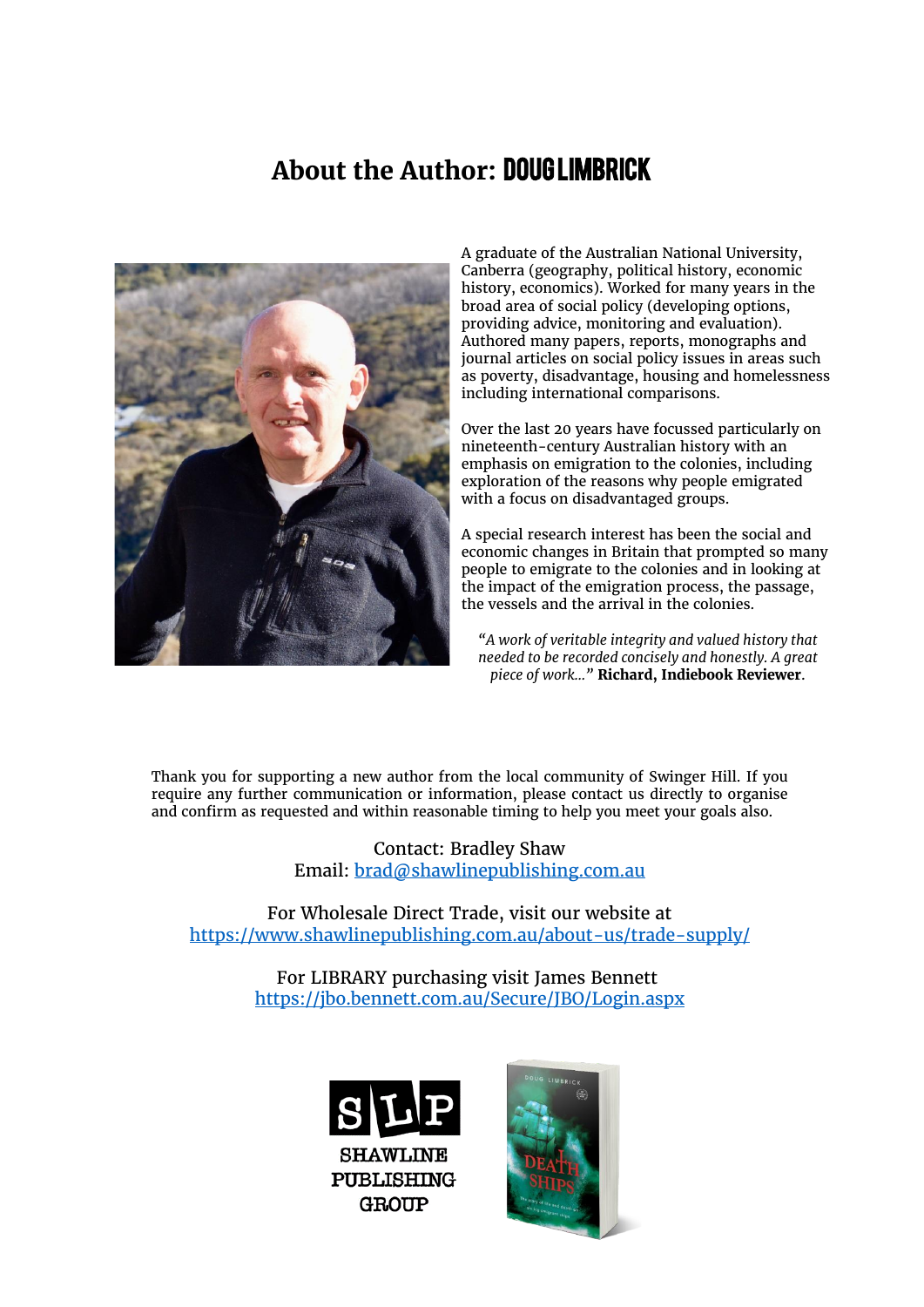# About the Author: DOUG LIMBRICK

A graduate of the Australian National University, Canberra (geography, political history, economic history, economics). Worked for many years in the broad area of social policy (developing options, providing advice, monitoring and evaluation). Authored many papers, reports, monographs and journal articles on social policy issues in areas such as poverty, disadvantage, housing and homelessness including international comparisons.

Over the last 20 years have focussed particularly on nineteenth-century Australian history with an emphasis on emigration to the colonies, including exploration of the reasons why people emigrated with a focus on disadvantaged groups.

A special research interest has been the social and economic changes in Britain that prompted so many people to emigrate to the colonies and in looking at the impact of the emigration process, the passage, the vessels and the arrival in the colonies.

*"A work of veritable integrity and valued history that needed to be recorded concisely and honestly. A great piece of work..."* **Richard, Indiebook Reviewer**.

Thank you for supporting a new author from the local community of Swinger Hill. If you require any further communication or information, please contact us directly to organise and confirm as requested and within reasonable timing to help you meet your goals also.

Contact: Bradley Shaw
Email: brad@shawlinepublishing.com.au

For Wholesale Direct Trade, visit our website at
https://www.shawlinepublishing.com.au/about-us/trade-supply/

For LIBRARY purchasing visit James Bennett
https://jbo.bennett.com.au/Secure/JBO/Login.aspx

SLP
SHAWLINE PUBLISHING GROUP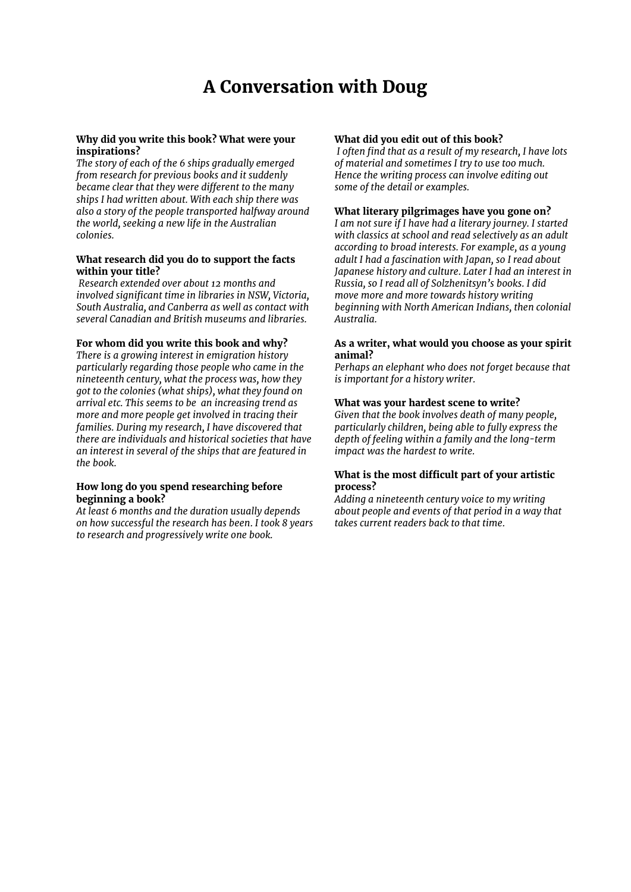# A Conversation with Doug

**Why did you write this book? What were your inspirations?**

*The story of each of the 6 ships gradually emerged from research for previous books and it suddenly became clear that they were different to the many ships I had written about. With each ship there was also a story of the people transported halfway around the world, seeking a new life in the Australian colonies.*

**What research did you do to support the facts within your title?**

*Research extended over about 12 months and involved significant time in libraries in NSW, Victoria, South Australia, and Canberra as well as contact with several Canadian and British museums and libraries.*

**For whom did you write this book and why?**

*There is a growing interest in emigration history particularly regarding those people who came in the nineteenth century, what the process was, how they got to the colonies (what ships), what they found on arrival etc. This seems to be an increasing trend as more and more people get involved in tracing their families. During my research, I have discovered that there are individuals and historical societies that have an interest in several of the ships that are featured in the book.*

**How long do you spend researching before beginning a book?**

*At least 6 months and the duration usually depends on how successful the research has been. I took 8 years to research and progressively write one book.*

**What did you edit out of this book?**

*I often find that as a result of my research, I have lots of material and sometimes I try to use too much. Hence the writing process can involve editing out some of the detail or examples.*

**What literary pilgrimages have you gone on?**

*I am not sure if I have had a literary journey. I started with classics at school and read selectively as an adult according to broad interests. For example, as a young adult I had a fascination with Japan, so I read about Japanese history and culture. Later I had an interest in Russia, so I read all of Solzhenitsyn's books. I did move more and more towards history writing beginning with North American Indians, then colonial Australia.*

**As a writer, what would you choose as your spirit animal?**

*Perhaps an elephant who does not forget because that is important for a history writer.*

**What was your hardest scene to write?**

*Given that the book involves death of many people, particularly children, being able to fully express the depth of feeling within a family and the long-term impact was the hardest to write.*

**What is the most difficult part of your artistic process?**

*Adding a nineteenth century voice to my writing about people and events of that period in a way that takes current readers back to that time.*